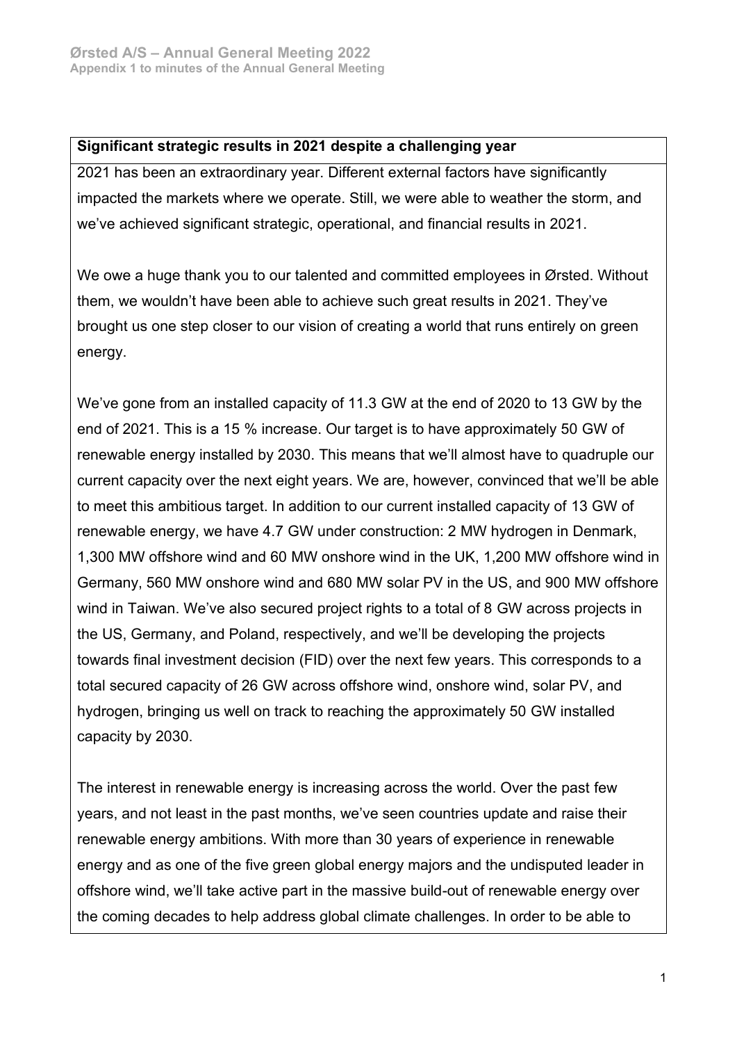**Significant strategic results in 2021 despite a challenging year**

2021 has been an extraordinary year. Different external factors have significantly impacted the markets where we operate. Still, we were able to weather the storm, and we've achieved significant strategic, operational, and financial results in 2021.

We owe a huge thank you to our talented and committed employees in Ørsted. Without them, we wouldn't have been able to achieve such great results in 2021. They've brought us one step closer to our vision of creating a world that runs entirely on green energy.

We've gone from an installed capacity of 11.3 GW at the end of 2020 to 13 GW by the end of 2021. This is a 15 % increase. Our target is to have approximately 50 GW of renewable energy installed by 2030. This means that we'll almost have to quadruple our current capacity over the next eight years. We are, however, convinced that we'll be able to meet this ambitious target. In addition to our current installed capacity of 13 GW of renewable energy, we have 4.7 GW under construction: 2 MW hydrogen in Denmark, 1,300 MW offshore wind and 60 MW onshore wind in the UK, 1,200 MW offshore wind in Germany, 560 MW onshore wind and 680 MW solar PV in the US, and 900 MW offshore wind in Taiwan. We've also secured project rights to a total of 8 GW across projects in the US, Germany, and Poland, respectively, and we'll be developing the projects towards final investment decision (FID) over the next few years. This corresponds to a total secured capacity of 26 GW across offshore wind, onshore wind, solar PV, and hydrogen, bringing us well on track to reaching the approximately 50 GW installed capacity by 2030.

The interest in renewable energy is increasing across the world. Over the past few years, and not least in the past months, we've seen countries update and raise their renewable energy ambitions. With more than 30 years of experience in renewable energy and as one of the five green global energy majors and the undisputed leader in offshore wind, we'll take active part in the massive build-out of renewable energy over the coming decades to help address global climate challenges. In order to be able to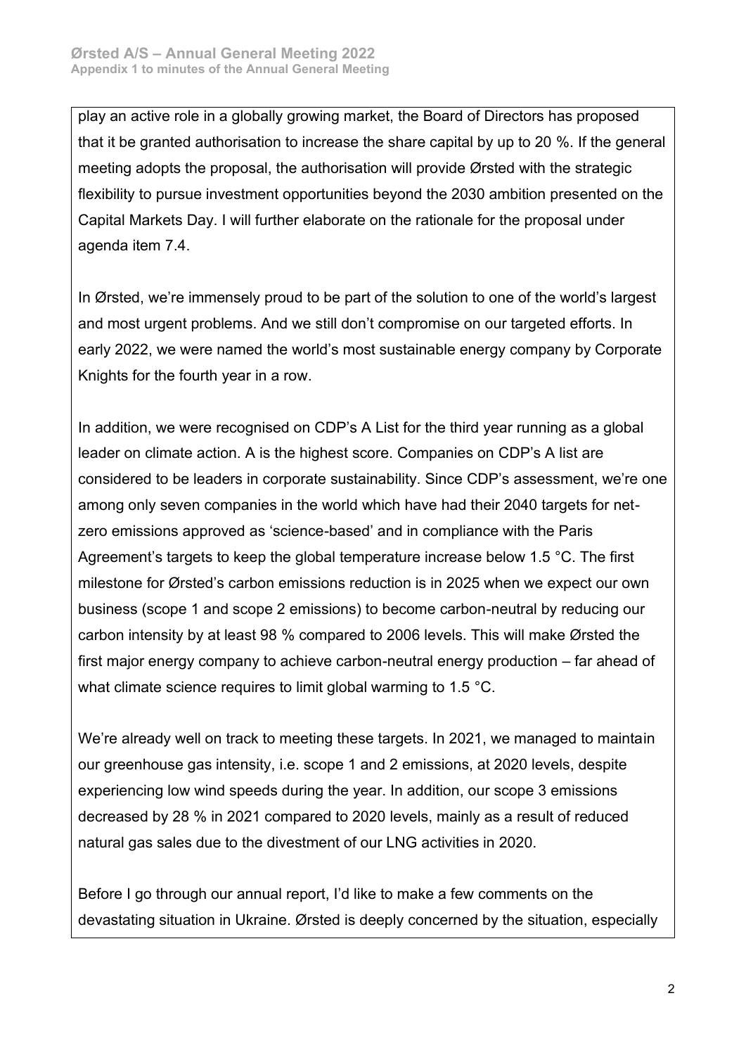play an active role in a globally growing market, the Board of Directors has proposed that it be granted authorisation to increase the share capital by up to 20 %. If the general meeting adopts the proposal, the authorisation will provide Ørsted with the strategic flexibility to pursue investment opportunities beyond the 2030 ambition presented on the Capital Markets Day. I will further elaborate on the rationale for the proposal under agenda item 7.4.

In Ørsted, we're immensely proud to be part of the solution to one of the world's largest and most urgent problems. And we still don't compromise on our targeted efforts. In early 2022, we were named the world's most sustainable energy company by Corporate Knights for the fourth year in a row.

In addition, we were recognised on CDP's A List for the third year running as a global leader on climate action. A is the highest score. Companies on CDP's A list are considered to be leaders in corporate sustainability. Since CDP's assessment, we're one among only seven companies in the world which have had their 2040 targets for net-zero emissions approved as 'science-based' and in compliance with the Paris Agreement's targets to keep the global temperature increase below 1.5 °C. The first milestone for Ørsted's carbon emissions reduction is in 2025 when we expect our own business (scope 1 and scope 2 emissions) to become carbon-neutral by reducing our carbon intensity by at least 98 % compared to 2006 levels. This will make Ørsted the first major energy company to achieve carbon-neutral energy production – far ahead of what climate science requires to limit global warming to 1.5 °C.

We're already well on track to meeting these targets. In 2021, we managed to maintain our greenhouse gas intensity, i.e. scope 1 and 2 emissions, at 2020 levels, despite experiencing low wind speeds during the year. In addition, our scope 3 emissions decreased by 28 % in 2021 compared to 2020 levels, mainly as a result of reduced natural gas sales due to the divestment of our LNG activities in 2020.

Before I go through our annual report, I'd like to make a few comments on the devastating situation in Ukraine. Ørsted is deeply concerned by the situation, especially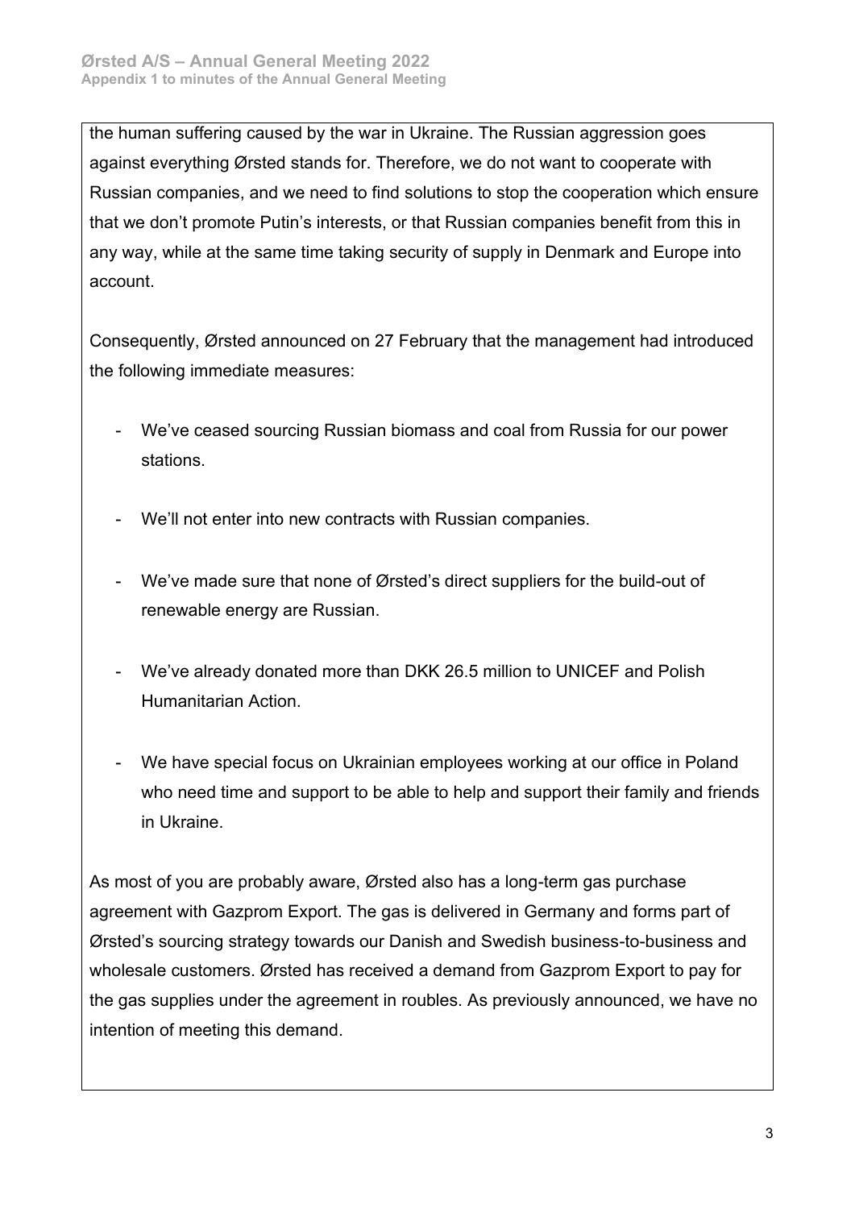the human suffering caused by the war in Ukraine. The Russian aggression goes against everything Ørsted stands for. Therefore, we do not want to cooperate with Russian companies, and we need to find solutions to stop the cooperation which ensure that we don't promote Putin's interests, or that Russian companies benefit from this in any way, while at the same time taking security of supply in Denmark and Europe into account.

Consequently, Ørsted announced on 27 February that the management had introduced the following immediate measures:

- We've ceased sourcing Russian biomass and coal from Russia for our power stations.
- We'll not enter into new contracts with Russian companies.
- We've made sure that none of Ørsted's direct suppliers for the build-out of renewable energy are Russian.
- We've already donated more than DKK 26.5 million to UNICEF and Polish Humanitarian Action.
- We have special focus on Ukrainian employees working at our office in Poland who need time and support to be able to help and support their family and friends in Ukraine.

As most of you are probably aware, Ørsted also has a long-term gas purchase agreement with Gazprom Export. The gas is delivered in Germany and forms part of Ørsted's sourcing strategy towards our Danish and Swedish business-to-business and wholesale customers. Ørsted has received a demand from Gazprom Export to pay for the gas supplies under the agreement in roubles. As previously announced, we have no intention of meeting this demand.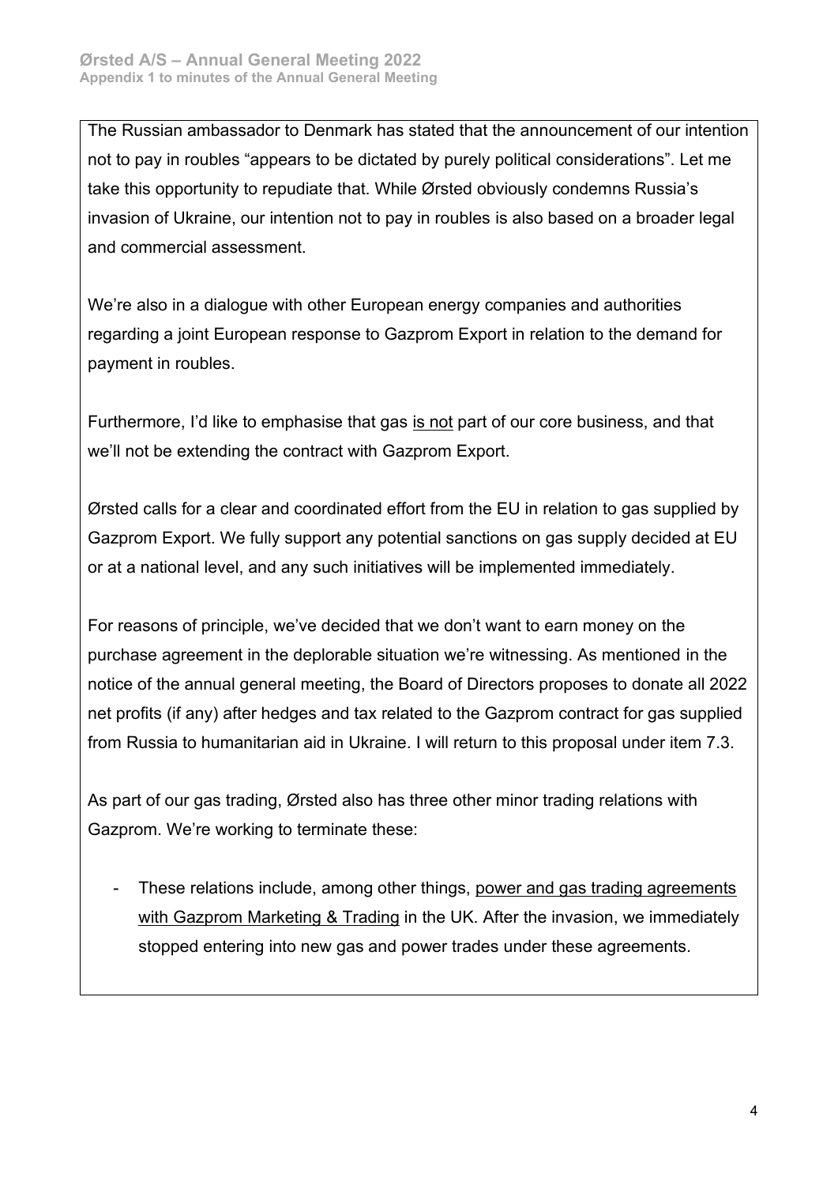The Russian ambassador to Denmark has stated that the announcement of our intention not to pay in roubles "appears to be dictated by purely political considerations". Let me take this opportunity to repudiate that. While Ørsted obviously condemns Russia's invasion of Ukraine, our intention not to pay in roubles is also based on a broader legal and commercial assessment.

We're also in a dialogue with other European energy companies and authorities regarding a joint European response to Gazprom Export in relation to the demand for payment in roubles.

Furthermore, I'd like to emphasise that gas <u>is not</u> part of our core business, and that we'll not be extending the contract with Gazprom Export.

Ørsted calls for a clear and coordinated effort from the EU in relation to gas supplied by Gazprom Export. We fully support any potential sanctions on gas supply decided at EU or at a national level, and any such initiatives will be implemented immediately.

For reasons of principle, we've decided that we don't want to earn money on the purchase agreement in the deplorable situation we're witnessing. As mentioned in the notice of the annual general meeting, the Board of Directors proposes to donate all 2022 net profits (if any) after hedges and tax related to the Gazprom contract for gas supplied from Russia to humanitarian aid in Ukraine. I will return to this proposal under item 7.3.

As part of our gas trading, Ørsted also has three other minor trading relations with Gazprom. We're working to terminate these:

- These relations include, among other things, <u>power and gas trading agreements with Gazprom Marketing & Trading</u> in the UK. After the invasion, we immediately stopped entering into new gas and power trades under these agreements.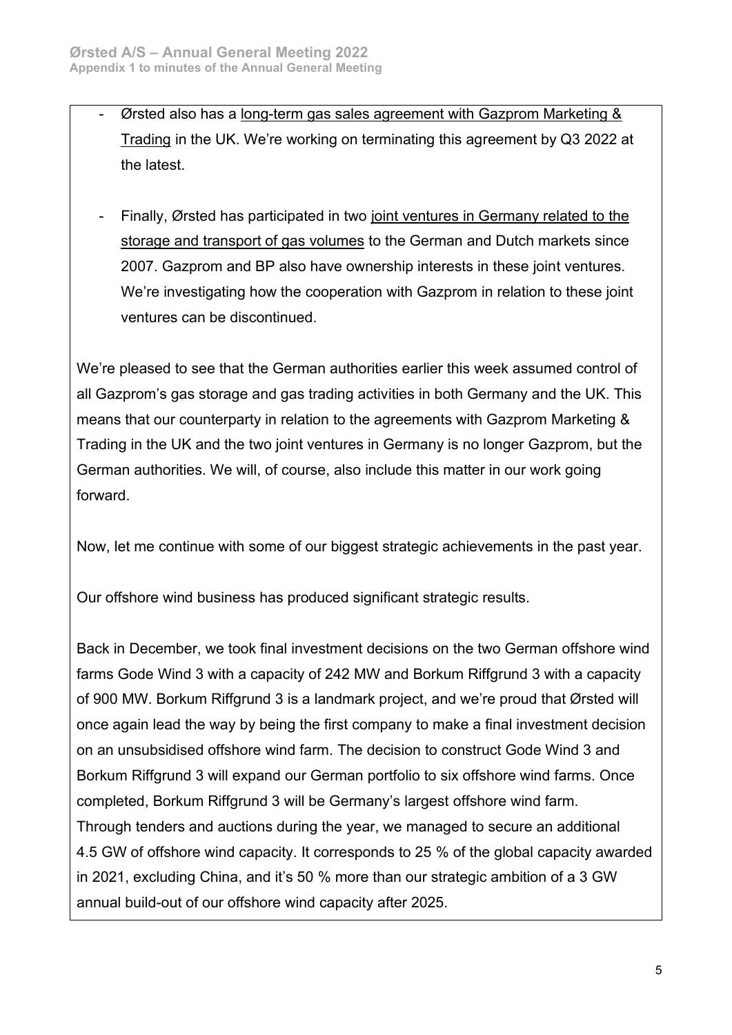- Ørsted also has a long-term gas sales agreement with Gazprom Marketing & Trading in the UK. We're working on terminating this agreement by Q3 2022 at the latest.

- Finally, Ørsted has participated in two joint ventures in Germany related to the storage and transport of gas volumes to the German and Dutch markets since 2007. Gazprom and BP also have ownership interests in these joint ventures. We're investigating how the cooperation with Gazprom in relation to these joint ventures can be discontinued.

We're pleased to see that the German authorities earlier this week assumed control of all Gazprom's gas storage and gas trading activities in both Germany and the UK. This means that our counterparty in relation to the agreements with Gazprom Marketing & Trading in the UK and the two joint ventures in Germany is no longer Gazprom, but the German authorities. We will, of course, also include this matter in our work going forward.

Now, let me continue with some of our biggest strategic achievements in the past year.

Our offshore wind business has produced significant strategic results.

Back in December, we took final investment decisions on the two German offshore wind farms Gode Wind 3 with a capacity of 242 MW and Borkum Riffgrund 3 with a capacity of 900 MW. Borkum Riffgrund 3 is a landmark project, and we're proud that Ørsted will once again lead the way by being the first company to make a final investment decision on an unsubsidised offshore wind farm. The decision to construct Gode Wind 3 and Borkum Riffgrund 3 will expand our German portfolio to six offshore wind farms. Once completed, Borkum Riffgrund 3 will be Germany's largest offshore wind farm.
Through tenders and auctions during the year, we managed to secure an additional 4.5 GW of offshore wind capacity. It corresponds to 25 % of the global capacity awarded in 2021, excluding China, and it's 50 % more than our strategic ambition of a 3 GW annual build-out of our offshore wind capacity after 2025.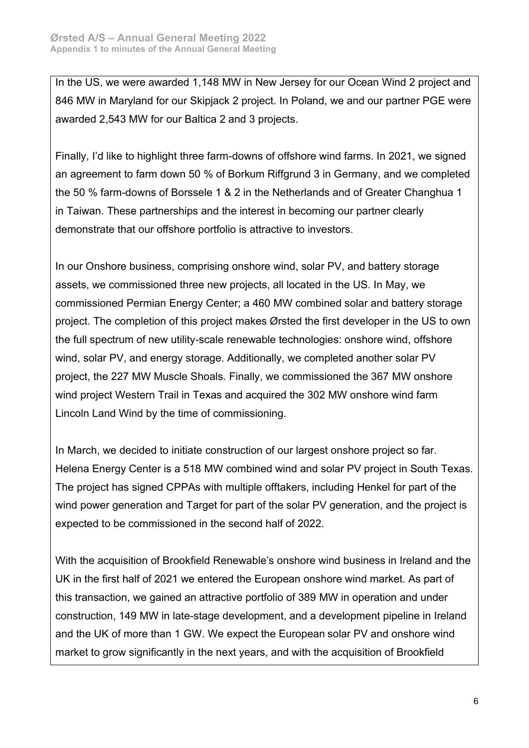In the US, we were awarded 1,148 MW in New Jersey for our Ocean Wind 2 project and 846 MW in Maryland for our Skipjack 2 project. In Poland, we and our partner PGE were awarded 2,543 MW for our Baltica 2 and 3 projects.

Finally, I'd like to highlight three farm-downs of offshore wind farms. In 2021, we signed an agreement to farm down 50 % of Borkum Riffgrund 3 in Germany, and we completed the 50 % farm-downs of Borssele 1 & 2 in the Netherlands and of Greater Changhua 1 in Taiwan. These partnerships and the interest in becoming our partner clearly demonstrate that our offshore portfolio is attractive to investors.

In our Onshore business, comprising onshore wind, solar PV, and battery storage assets, we commissioned three new projects, all located in the US. In May, we commissioned Permian Energy Center; a 460 MW combined solar and battery storage project. The completion of this project makes Ørsted the first developer in the US to own the full spectrum of new utility-scale renewable technologies: onshore wind, offshore wind, solar PV, and energy storage. Additionally, we completed another solar PV project, the 227 MW Muscle Shoals. Finally, we commissioned the 367 MW onshore wind project Western Trail in Texas and acquired the 302 MW onshore wind farm Lincoln Land Wind by the time of commissioning.

In March, we decided to initiate construction of our largest onshore project so far. Helena Energy Center is a 518 MW combined wind and solar PV project in South Texas. The project has signed CPPAs with multiple offtakers, including Henkel for part of the wind power generation and Target for part of the solar PV generation, and the project is expected to be commissioned in the second half of 2022.

With the acquisition of Brookfield Renewable's onshore wind business in Ireland and the UK in the first half of 2021 we entered the European onshore wind market. As part of this transaction, we gained an attractive portfolio of 389 MW in operation and under construction, 149 MW in late-stage development, and a development pipeline in Ireland and the UK of more than 1 GW. We expect the European solar PV and onshore wind market to grow significantly in the next years, and with the acquisition of Brookfield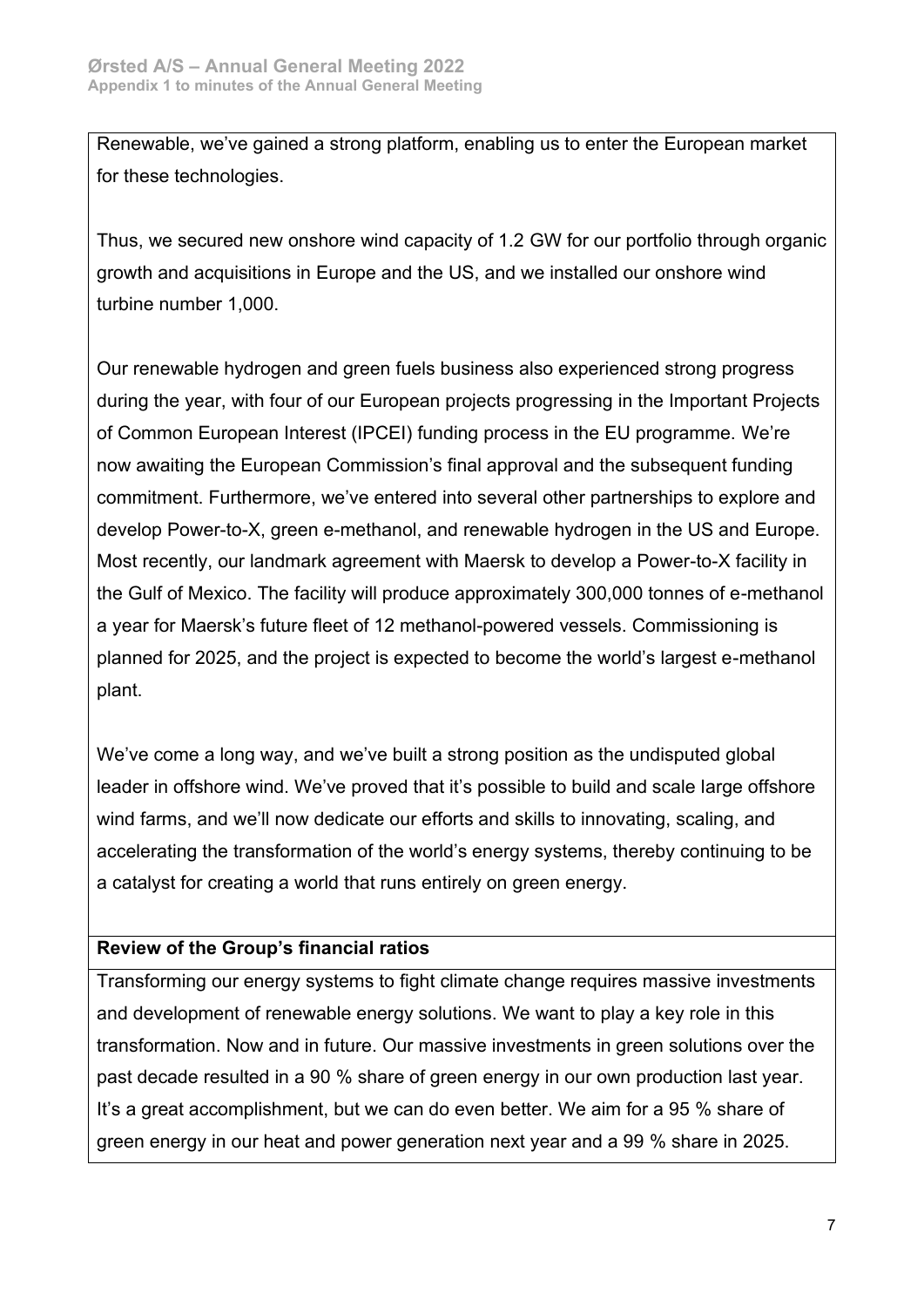Renewable, we've gained a strong platform, enabling us to enter the European market for these technologies.

Thus, we secured new onshore wind capacity of 1.2 GW for our portfolio through organic growth and acquisitions in Europe and the US, and we installed our onshore wind turbine number 1,000.

Our renewable hydrogen and green fuels business also experienced strong progress during the year, with four of our European projects progressing in the Important Projects of Common European Interest (IPCEI) funding process in the EU programme. We're now awaiting the European Commission's final approval and the subsequent funding commitment. Furthermore, we've entered into several other partnerships to explore and develop Power-to-X, green e-methanol, and renewable hydrogen in the US and Europe. Most recently, our landmark agreement with Maersk to develop a Power-to-X facility in the Gulf of Mexico. The facility will produce approximately 300,000 tonnes of e-methanol a year for Maersk's future fleet of 12 methanol-powered vessels. Commissioning is planned for 2025, and the project is expected to become the world's largest e-methanol plant.

We've come a long way, and we've built a strong position as the undisputed global leader in offshore wind. We've proved that it's possible to build and scale large offshore wind farms, and we'll now dedicate our efforts and skills to innovating, scaling, and accelerating the transformation of the world's energy systems, thereby continuing to be a catalyst for creating a world that runs entirely on green energy.

**Review of the Group's financial ratios**

Transforming our energy systems to fight climate change requires massive investments and development of renewable energy solutions. We want to play a key role in this transformation. Now and in future. Our massive investments in green solutions over the past decade resulted in a 90 % share of green energy in our own production last year. It's a great accomplishment, but we can do even better. We aim for a 95 % share of green energy in our heat and power generation next year and a 99 % share in 2025.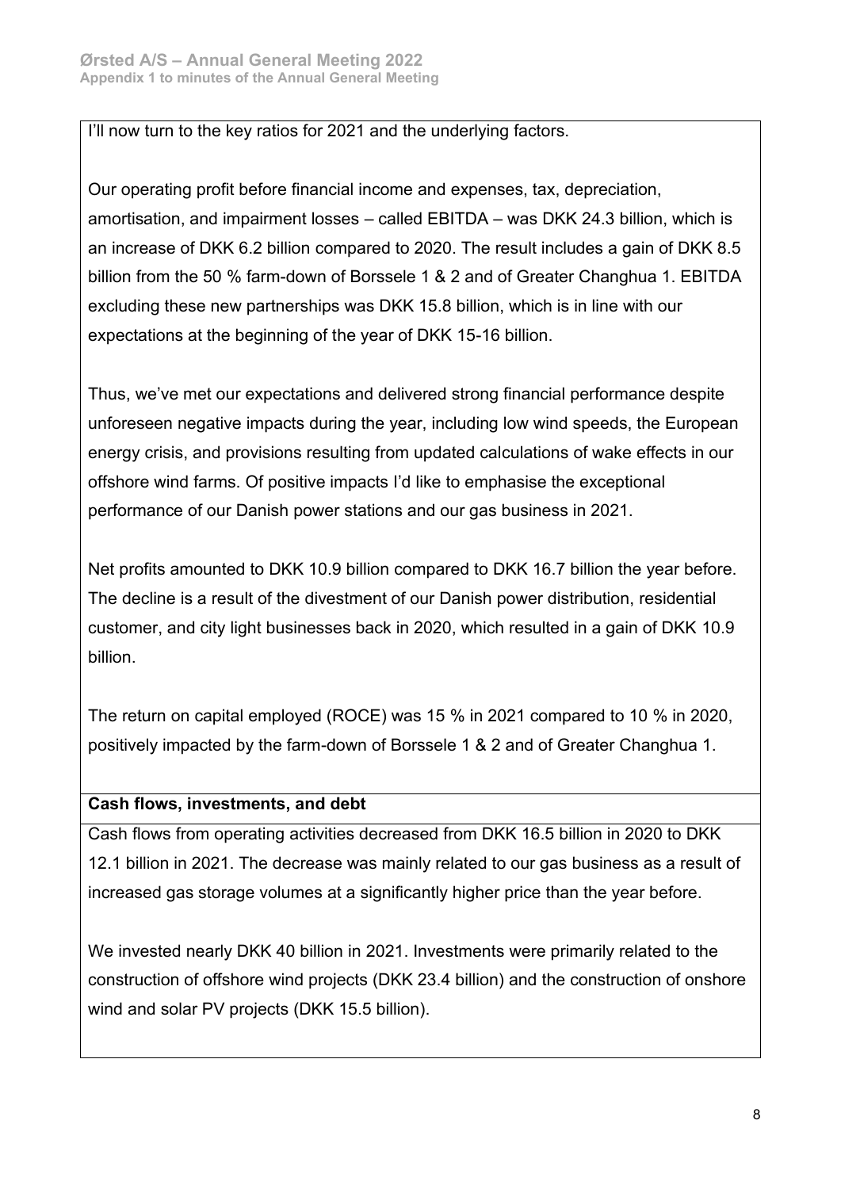I'll now turn to the key ratios for 2021 and the underlying factors.

Our operating profit before financial income and expenses, tax, depreciation, amortisation, and impairment losses – called EBITDA – was DKK 24.3 billion, which is an increase of DKK 6.2 billion compared to 2020. The result includes a gain of DKK 8.5 billion from the 50 % farm-down of Borssele 1 & 2 and of Greater Changhua 1. EBITDA excluding these new partnerships was DKK 15.8 billion, which is in line with our expectations at the beginning of the year of DKK 15-16 billion.

Thus, we've met our expectations and delivered strong financial performance despite unforeseen negative impacts during the year, including low wind speeds, the European energy crisis, and provisions resulting from updated calculations of wake effects in our offshore wind farms. Of positive impacts I'd like to emphasise the exceptional performance of our Danish power stations and our gas business in 2021.

Net profits amounted to DKK 10.9 billion compared to DKK 16.7 billion the year before. The decline is a result of the divestment of our Danish power distribution, residential customer, and city light businesses back in 2020, which resulted in a gain of DKK 10.9 billion.

The return on capital employed (ROCE) was 15 % in 2021 compared to 10 % in 2020, positively impacted by the farm-down of Borssele 1 & 2 and of Greater Changhua 1.

**Cash flows, investments, and debt**

Cash flows from operating activities decreased from DKK 16.5 billion in 2020 to DKK 12.1 billion in 2021. The decrease was mainly related to our gas business as a result of increased gas storage volumes at a significantly higher price than the year before.

We invested nearly DKK 40 billion in 2021. Investments were primarily related to the construction of offshore wind projects (DKK 23.4 billion) and the construction of onshore wind and solar PV projects (DKK 15.5 billion).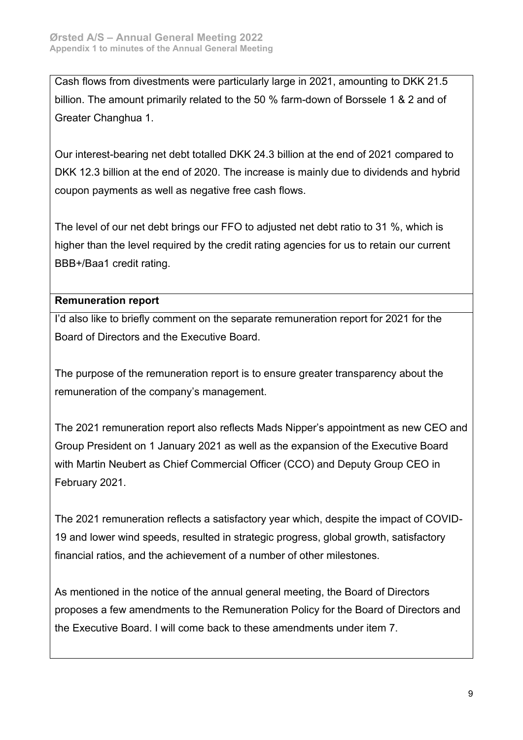Cash flows from divestments were particularly large in 2021, amounting to DKK 21.5 billion. The amount primarily related to the 50 % farm-down of Borssele 1 & 2 and of Greater Changhua 1.

Our interest-bearing net debt totalled DKK 24.3 billion at the end of 2021 compared to DKK 12.3 billion at the end of 2020. The increase is mainly due to dividends and hybrid coupon payments as well as negative free cash flows.

The level of our net debt brings our FFO to adjusted net debt ratio to 31 %, which is higher than the level required by the credit rating agencies for us to retain our current BBB+/Baa1 credit rating.

**Remuneration report**

I'd also like to briefly comment on the separate remuneration report for 2021 for the Board of Directors and the Executive Board.

The purpose of the remuneration report is to ensure greater transparency about the remuneration of the company's management.

The 2021 remuneration report also reflects Mads Nipper's appointment as new CEO and Group President on 1 January 2021 as well as the expansion of the Executive Board with Martin Neubert as Chief Commercial Officer (CCO) and Deputy Group CEO in February 2021.

The 2021 remuneration reflects a satisfactory year which, despite the impact of COVID-19 and lower wind speeds, resulted in strategic progress, global growth, satisfactory financial ratios, and the achievement of a number of other milestones.

As mentioned in the notice of the annual general meeting, the Board of Directors proposes a few amendments to the Remuneration Policy for the Board of Directors and the Executive Board. I will come back to these amendments under item 7.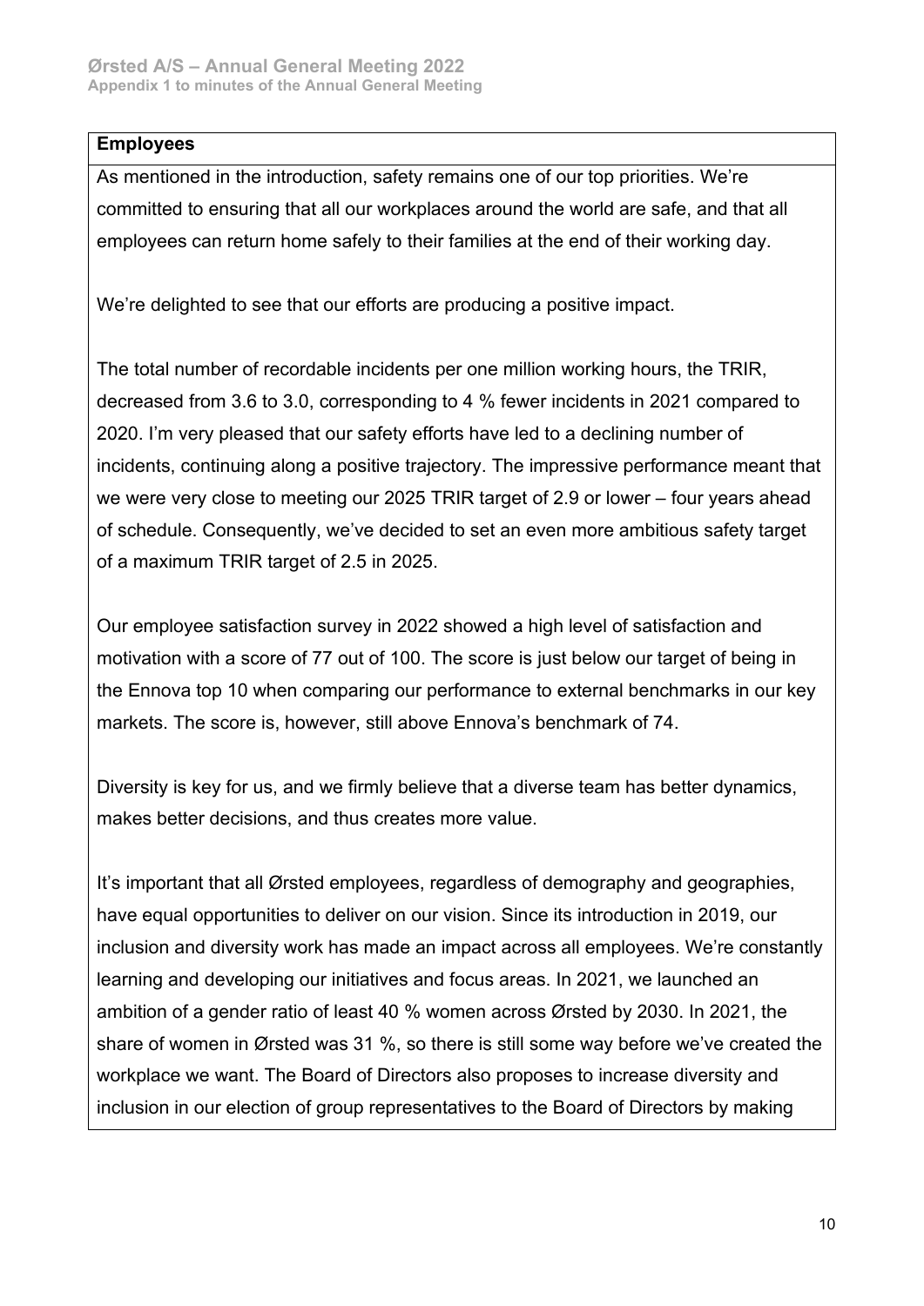**Employees**

As mentioned in the introduction, safety remains one of our top priorities. We're committed to ensuring that all our workplaces around the world are safe, and that all employees can return home safely to their families at the end of their working day.

We're delighted to see that our efforts are producing a positive impact.

The total number of recordable incidents per one million working hours, the TRIR, decreased from 3.6 to 3.0, corresponding to 4 % fewer incidents in 2021 compared to 2020. I'm very pleased that our safety efforts have led to a declining number of incidents, continuing along a positive trajectory. The impressive performance meant that we were very close to meeting our 2025 TRIR target of 2.9 or lower – four years ahead of schedule. Consequently, we've decided to set an even more ambitious safety target of a maximum TRIR target of 2.5 in 2025.

Our employee satisfaction survey in 2022 showed a high level of satisfaction and motivation with a score of 77 out of 100. The score is just below our target of being in the Ennova top 10 when comparing our performance to external benchmarks in our key markets. The score is, however, still above Ennova's benchmark of 74.

Diversity is key for us, and we firmly believe that a diverse team has better dynamics, makes better decisions, and thus creates more value.

It's important that all Ørsted employees, regardless of demography and geographies, have equal opportunities to deliver on our vision. Since its introduction in 2019, our inclusion and diversity work has made an impact across all employees. We're constantly learning and developing our initiatives and focus areas. In 2021, we launched an ambition of a gender ratio of least 40 % women across Ørsted by 2030. In 2021, the share of women in Ørsted was 31 %, so there is still some way before we've created the workplace we want. The Board of Directors also proposes to increase diversity and inclusion in our election of group representatives to the Board of Directors by making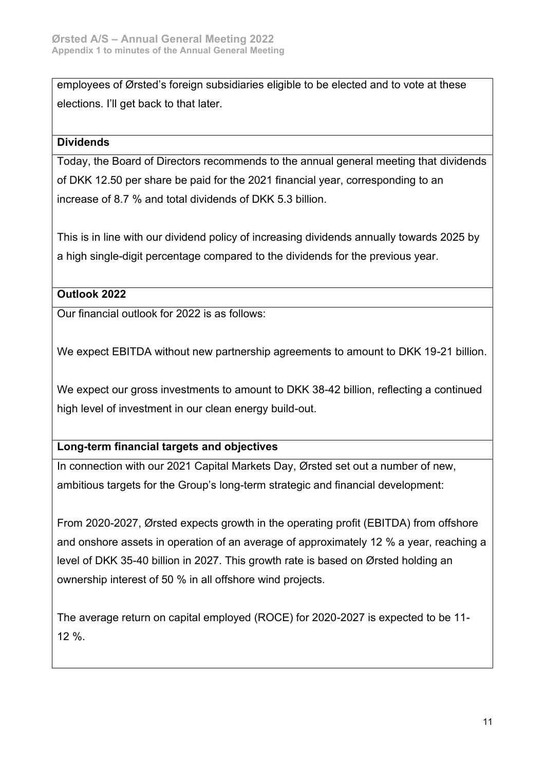employees of Ørsted's foreign subsidiaries eligible to be elected and to vote at these elections. I'll get back to that later.

**Dividends**

Today, the Board of Directors recommends to the annual general meeting that dividends of DKK 12.50 per share be paid for the 2021 financial year, corresponding to an increase of 8.7 % and total dividends of DKK 5.3 billion.

This is in line with our dividend policy of increasing dividends annually towards 2025 by a high single-digit percentage compared to the dividends for the previous year.

**Outlook 2022**

Our financial outlook for 2022 is as follows:

We expect EBITDA without new partnership agreements to amount to DKK 19-21 billion.

We expect our gross investments to amount to DKK 38-42 billion, reflecting a continued high level of investment in our clean energy build-out.

**Long-term financial targets and objectives**

In connection with our 2021 Capital Markets Day, Ørsted set out a number of new, ambitious targets for the Group's long-term strategic and financial development:

From 2020-2027, Ørsted expects growth in the operating profit (EBITDA) from offshore and onshore assets in operation of an average of approximately 12 % a year, reaching a level of DKK 35-40 billion in 2027. This growth rate is based on Ørsted holding an ownership interest of 50 % in all offshore wind projects.

The average return on capital employed (ROCE) for 2020-2027 is expected to be 11-12 %.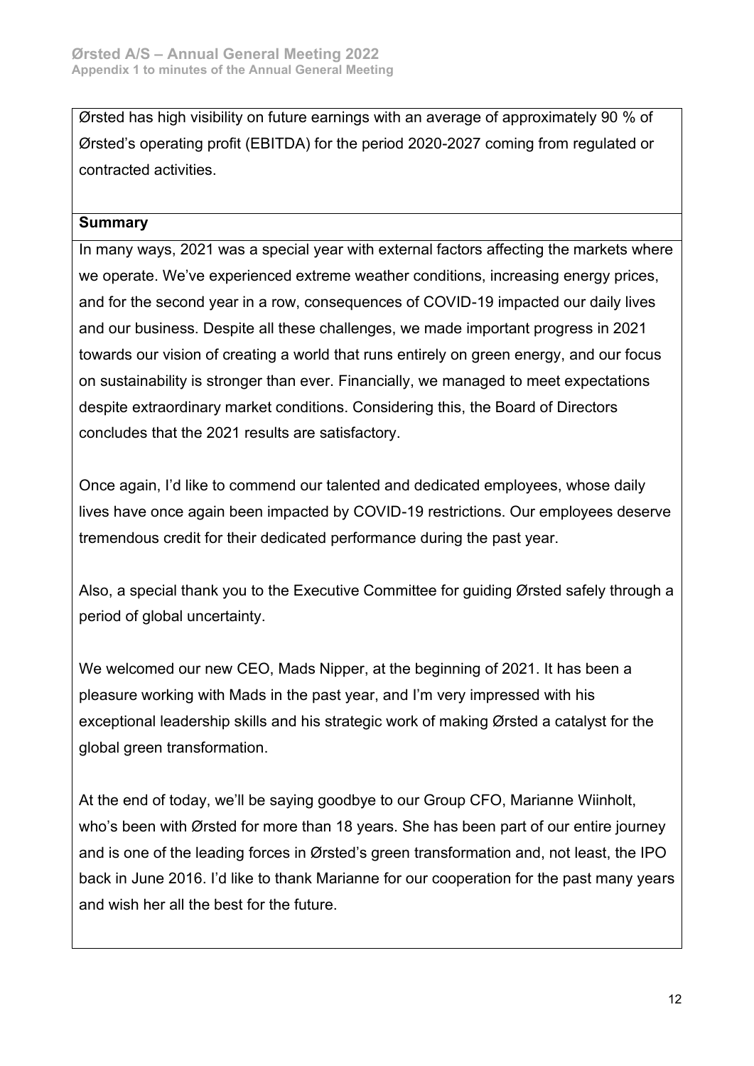Ørsted has high visibility on future earnings with an average of approximately 90 % of Ørsted's operating profit (EBITDA) for the period 2020-2027 coming from regulated or contracted activities.

**Summary**

In many ways, 2021 was a special year with external factors affecting the markets where we operate. We've experienced extreme weather conditions, increasing energy prices, and for the second year in a row, consequences of COVID-19 impacted our daily lives and our business. Despite all these challenges, we made important progress in 2021 towards our vision of creating a world that runs entirely on green energy, and our focus on sustainability is stronger than ever. Financially, we managed to meet expectations despite extraordinary market conditions. Considering this, the Board of Directors concludes that the 2021 results are satisfactory.

Once again, I'd like to commend our talented and dedicated employees, whose daily lives have once again been impacted by COVID-19 restrictions. Our employees deserve tremendous credit for their dedicated performance during the past year.

Also, a special thank you to the Executive Committee for guiding Ørsted safely through a period of global uncertainty.

We welcomed our new CEO, Mads Nipper, at the beginning of 2021. It has been a pleasure working with Mads in the past year, and I'm very impressed with his exceptional leadership skills and his strategic work of making Ørsted a catalyst for the global green transformation.

At the end of today, we'll be saying goodbye to our Group CFO, Marianne Wiinholt, who's been with Ørsted for more than 18 years. She has been part of our entire journey and is one of the leading forces in Ørsted's green transformation and, not least, the IPO back in June 2016. I'd like to thank Marianne for our cooperation for the past many years and wish her all the best for the future.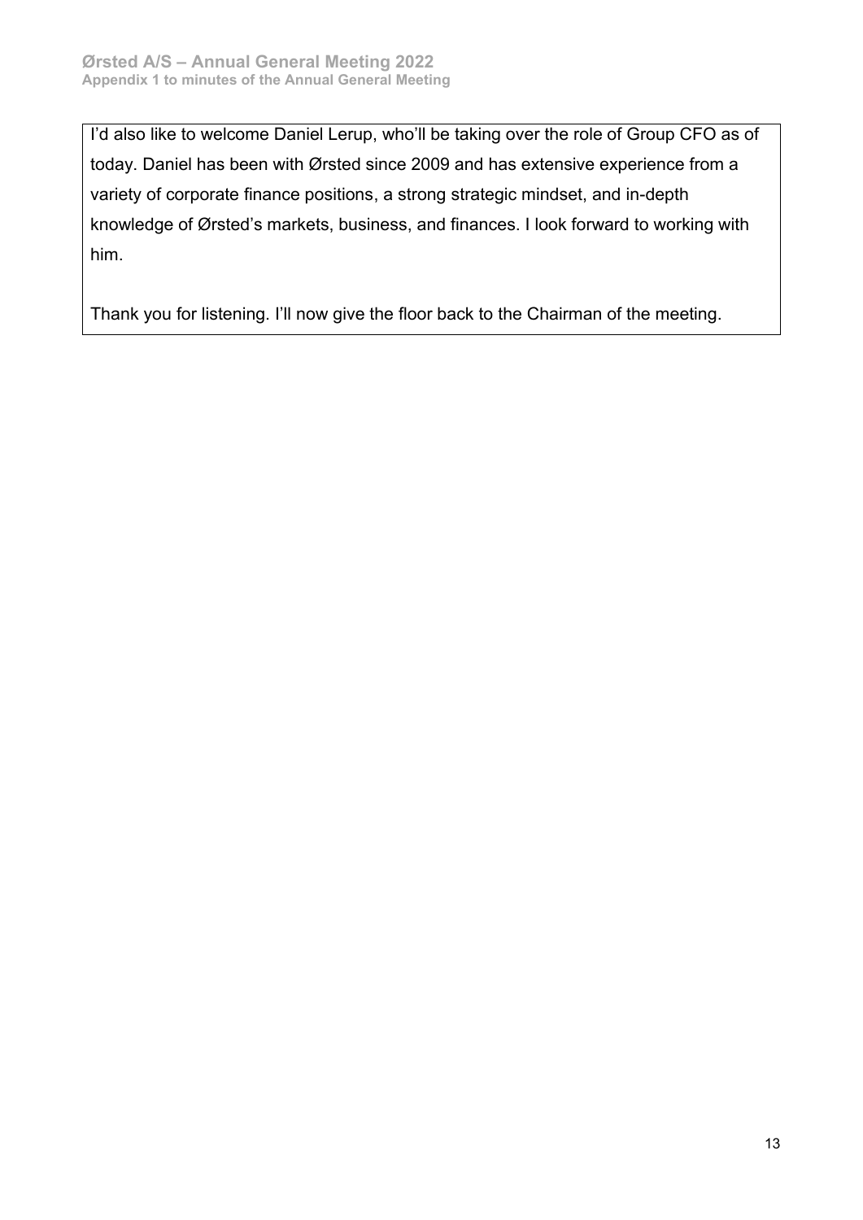I'd also like to welcome Daniel Lerup, who'll be taking over the role of Group CFO as of today. Daniel has been with Ørsted since 2009 and has extensive experience from a variety of corporate finance positions, a strong strategic mindset, and in-depth knowledge of Ørsted's markets, business, and finances. I look forward to working with him.

Thank you for listening. I'll now give the floor back to the Chairman of the meeting.